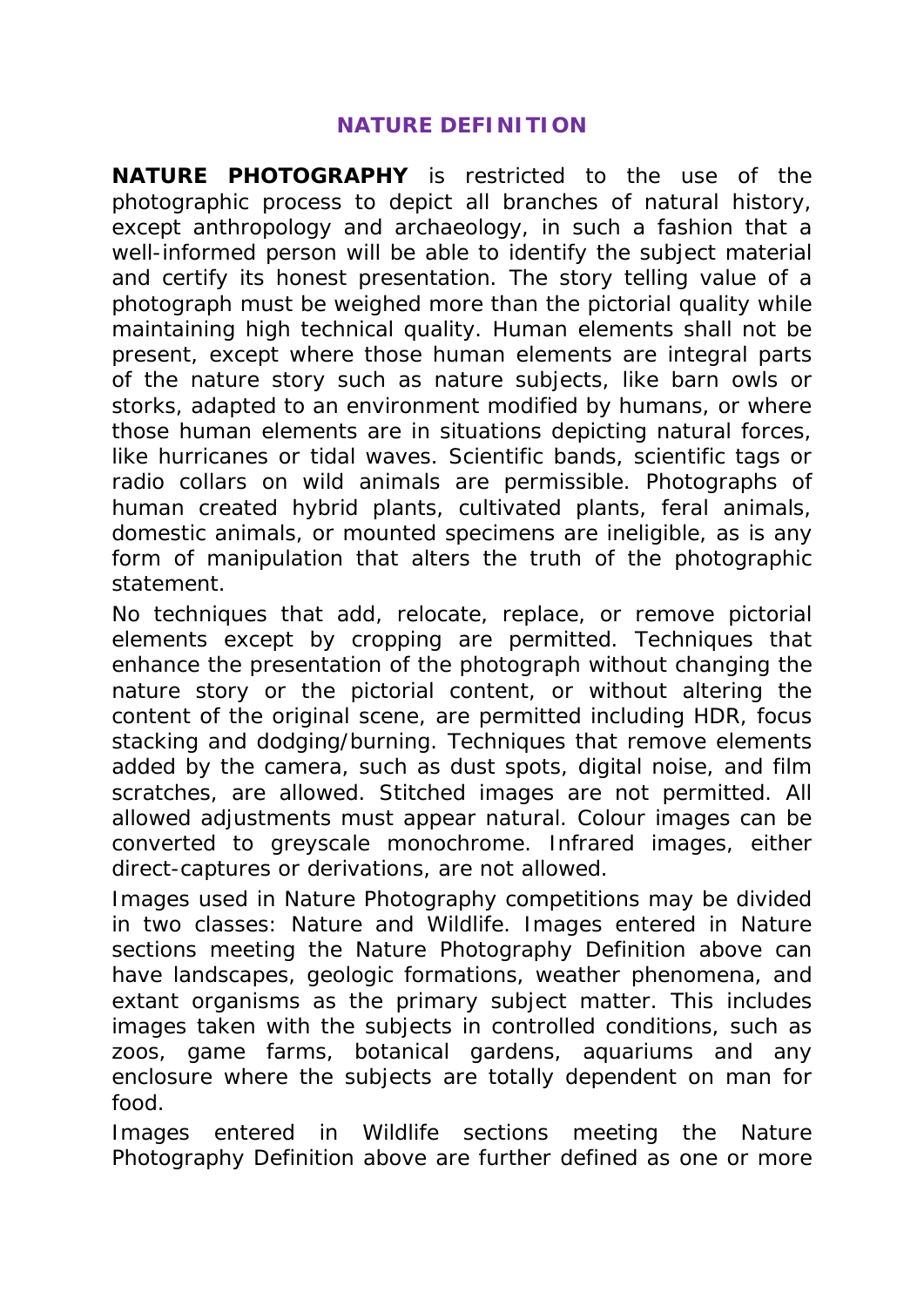## NATURE DEFINITION

**NATURE PHOTOGRAPHY** is restricted to the use of the photographic process to depict all branches of natural history, except anthropology and archaeology, in such a fashion that a well-informed person will be able to identify the subject material and certify its honest presentation. The story telling value of a photograph must be weighed more than the pictorial quality while maintaining high technical quality. Human elements shall not be present, except where those human elements are integral parts of the nature story such as nature subjects, like barn owls or storks, adapted to an environment modified by humans, or where those human elements are in situations depicting natural forces, like hurricanes or tidal waves. Scientific bands, scientific tags or radio collars on wild animals are permissible. Photographs of human created hybrid plants, cultivated plants, feral animals, domestic animals, or mounted specimens are ineligible, as is any form of manipulation that alters the truth of the photographic statement.

No techniques that add, relocate, replace, or remove pictorial elements except by cropping are permitted. Techniques that enhance the presentation of the photograph without changing the nature story or the pictorial content, or without altering the content of the original scene, are permitted including HDR, focus stacking and dodging/burning. Techniques that remove elements added by the camera, such as dust spots, digital noise, and film scratches, are allowed. Stitched images are not permitted. All allowed adjustments must appear natural. Colour images can be converted to greyscale monochrome. Infrared images, either direct-captures or derivations, are not allowed.

Images used in Nature Photography competitions may be divided in two classes: Nature and Wildlife. Images entered in Nature sections meeting the Nature Photography Definition above can have landscapes, geologic formations, weather phenomena, and extant organisms as the primary subject matter. This includes images taken with the subjects in controlled conditions, such as zoos, game farms, botanical gardens, aquariums and any enclosure where the subjects are totally dependent on man for food.

Images entered in Wildlife sections meeting the Nature Photography Definition above are further defined as one or more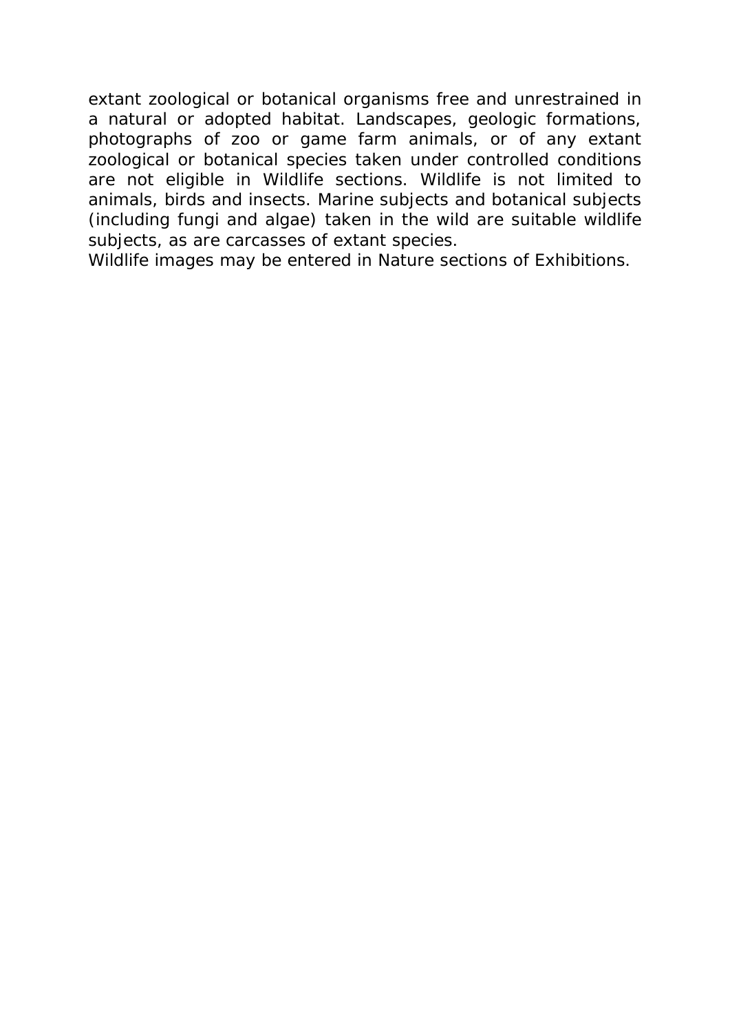extant zoological or botanical organisms free and unrestrained in a natural or adopted habitat. Landscapes, geologic formations, photographs of zoo or game farm animals, or of any extant zoological or botanical species taken under controlled conditions are not eligible in Wildlife sections. Wildlife is not limited to animals, birds and insects. Marine subjects and botanical subjects (including fungi and algae) taken in the wild are suitable wildlife subjects, as are carcasses of extant species.

Wildlife images may be entered in Nature sections of Exhibitions.